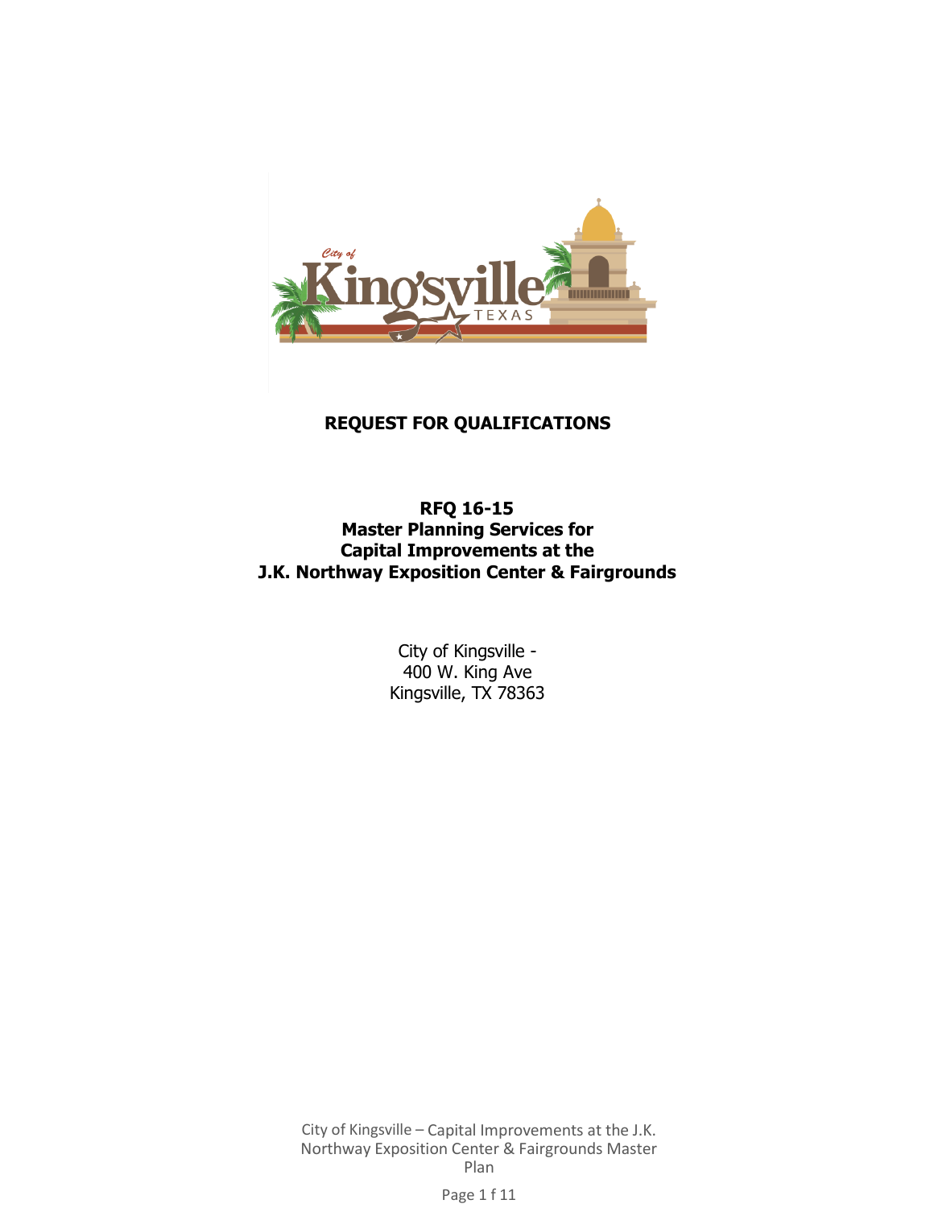# REQUEST FOR QUALIFICATIONS

## RFQ 16-15
## Master Planning Services for
## Capital Improvements at the
## J.K. Northway Exposition Center & Fairgrounds

City of Kingsville -
400 W. King Ave
Kingsville, TX 78363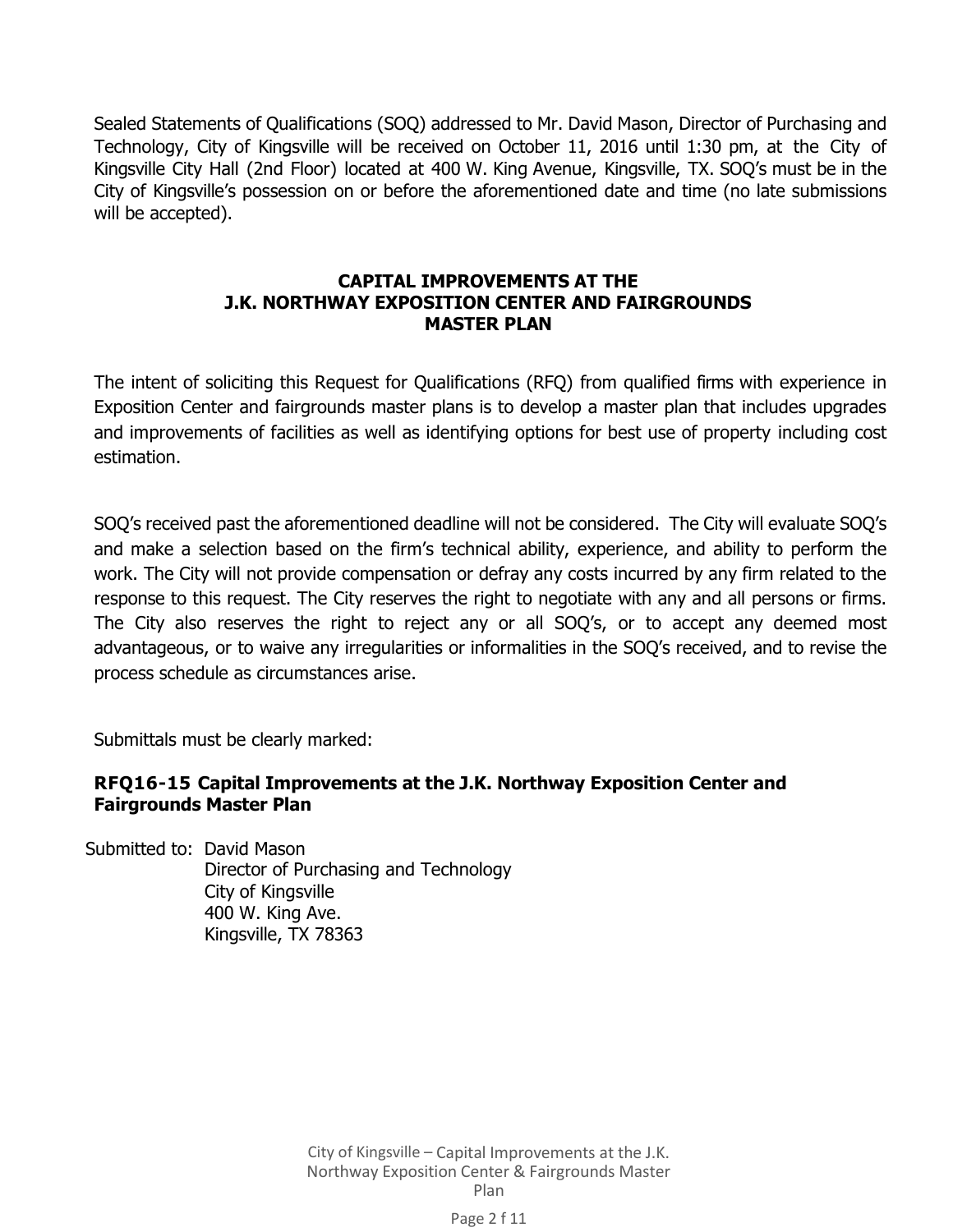Sealed Statements of Qualifications (SOQ) addressed to Mr. David Mason, Director of Purchasing and Technology, City of Kingsville will be received on October 11, 2016 until 1:30 pm, at the City of Kingsville City Hall (2nd Floor) located at 400 W. King Avenue, Kingsville, TX. SOQ's must be in the City of Kingsville's possession on or before the aforementioned date and time (no late submissions will be accepted).

## CAPITAL IMPROVEMENTS AT THE J.K. NORTHWAY EXPOSITION CENTER AND FAIRGROUNDS MASTER PLAN

The intent of soliciting this Request for Qualifications (RFQ) from qualified firms with experience in Exposition Center and fairgrounds master plans is to develop a master plan that includes upgrades and improvements of facilities as well as identifying options for best use of property including cost estimation.

SOQ's received past the aforementioned deadline will not be considered. The City will evaluate SOQ's and make a selection based on the firm's technical ability, experience, and ability to perform the work. The City will not provide compensation or defray any costs incurred by any firm related to the response to this request. The City reserves the right to negotiate with any and all persons or firms. The City also reserves the right to reject any or all SOQ's, or to accept any deemed most advantageous, or to waive any irregularities or informalities in the SOQ's received, and to revise the process schedule as circumstances arise.

Submittals must be clearly marked:

**RFQ16-15 Capital Improvements at the J.K. Northway Exposition Center and Fairgrounds Master Plan**

Submitted to: David Mason
Director of Purchasing and Technology
City of Kingsville
400 W. King Ave.
Kingsville, TX 78363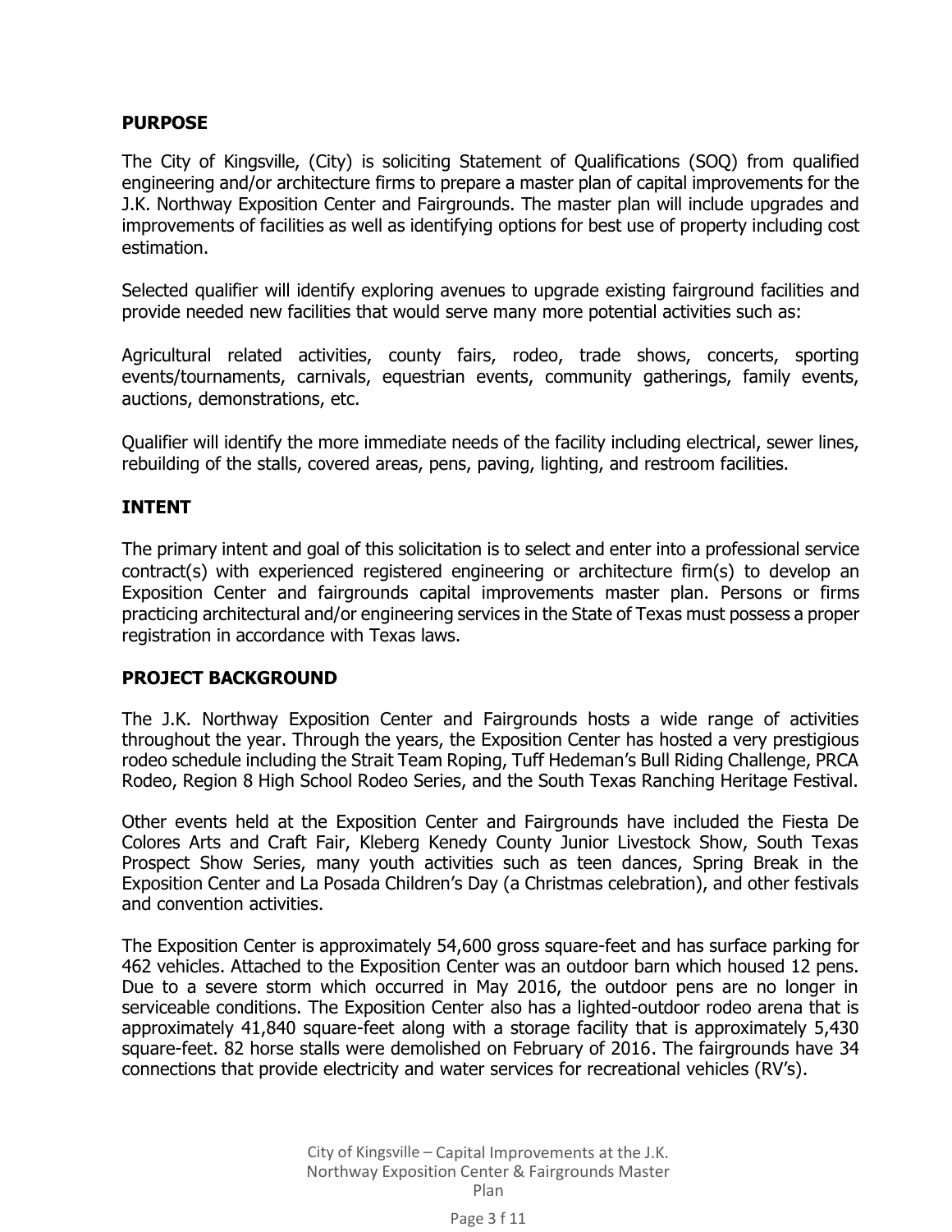## PURPOSE

The City of Kingsville, (City) is soliciting Statement of Qualifications (SOQ) from qualified engineering and/or architecture firms to prepare a master plan of capital improvements for the J.K. Northway Exposition Center and Fairgrounds. The master plan will include upgrades and improvements of facilities as well as identifying options for best use of property including cost estimation.

Selected qualifier will identify exploring avenues to upgrade existing fairground facilities and provide needed new facilities that would serve many more potential activities such as:

Agricultural related activities, county fairs, rodeo, trade shows, concerts, sporting events/tournaments, carnivals, equestrian events, community gatherings, family events, auctions, demonstrations, etc.

Qualifier will identify the more immediate needs of the facility including electrical, sewer lines, rebuilding of the stalls, covered areas, pens, paving, lighting, and restroom facilities.

## INTENT

The primary intent and goal of this solicitation is to select and enter into a professional service contract(s) with experienced registered engineering or architecture firm(s) to develop an Exposition Center and fairgrounds capital improvements master plan. Persons or firms practicing architectural and/or engineering services in the State of Texas must possess a proper registration in accordance with Texas laws.

## PROJECT BACKGROUND

The J.K. Northway Exposition Center and Fairgrounds hosts a wide range of activities throughout the year. Through the years, the Exposition Center has hosted a very prestigious rodeo schedule including the Strait Team Roping, Tuff Hedeman's Bull Riding Challenge, PRCA Rodeo, Region 8 High School Rodeo Series, and the South Texas Ranching Heritage Festival.

Other events held at the Exposition Center and Fairgrounds have included the Fiesta De Colores Arts and Craft Fair, Kleberg Kenedy County Junior Livestock Show, South Texas Prospect Show Series, many youth activities such as teen dances, Spring Break in the Exposition Center and La Posada Children's Day (a Christmas celebration), and other festivals and convention activities.

The Exposition Center is approximately 54,600 gross square-feet and has surface parking for 462 vehicles. Attached to the Exposition Center was an outdoor barn which housed 12 pens. Due to a severe storm which occurred in May 2016, the outdoor pens are no longer in serviceable conditions. The Exposition Center also has a lighted-outdoor rodeo arena that is approximately 41,840 square-feet along with a storage facility that is approximately 5,430 square-feet. 82 horse stalls were demolished on February of 2016. The fairgrounds have 34 connections that provide electricity and water services for recreational vehicles (RV's).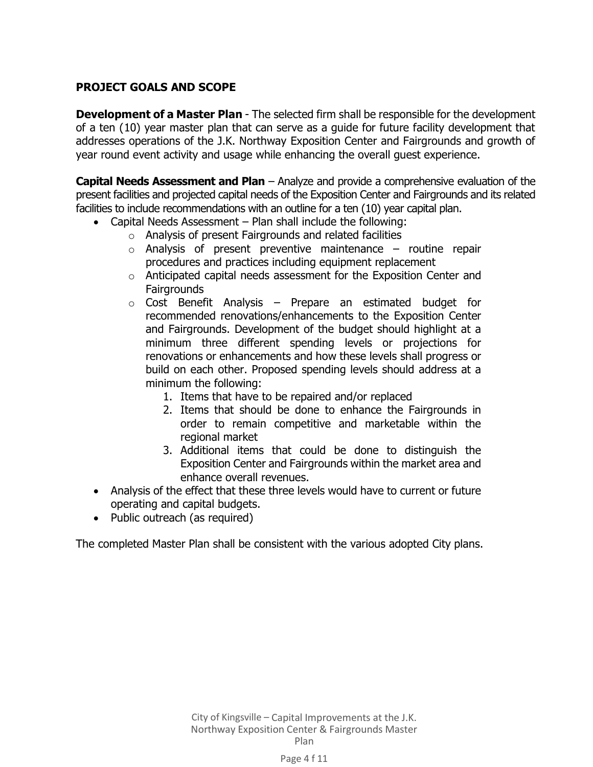## PROJECT GOALS AND SCOPE

**Development of a Master Plan** - The selected firm shall be responsible for the development of a ten (10) year master plan that can serve as a guide for future facility development that addresses operations of the J.K. Northway Exposition Center and Fairgrounds and growth of year round event activity and usage while enhancing the overall guest experience.

**Capital Needs Assessment and Plan** – Analyze and provide a comprehensive evaluation of the present facilities and projected capital needs of the Exposition Center and Fairgrounds and its related facilities to include recommendations with an outline for a ten (10) year capital plan.

- Capital Needs Assessment – Plan shall include the following:
  - Analysis of present Fairgrounds and related facilities
  - Analysis of present preventive maintenance – routine repair procedures and practices including equipment replacement
  - Anticipated capital needs assessment for the Exposition Center and Fairgrounds
  - Cost Benefit Analysis – Prepare an estimated budget for recommended renovations/enhancements to the Exposition Center and Fairgrounds. Development of the budget should highlight at a minimum three different spending levels or projections for renovations or enhancements and how these levels shall progress or build on each other. Proposed spending levels should address at a minimum the following:
    1. Items that have to be repaired and/or replaced
    2. Items that should be done to enhance the Fairgrounds in order to remain competitive and marketable within the regional market
    3. Additional items that could be done to distinguish the Exposition Center and Fairgrounds within the market area and enhance overall revenues.
- Analysis of the effect that these three levels would have to current or future operating and capital budgets.
- Public outreach (as required)

The completed Master Plan shall be consistent with the various adopted City plans.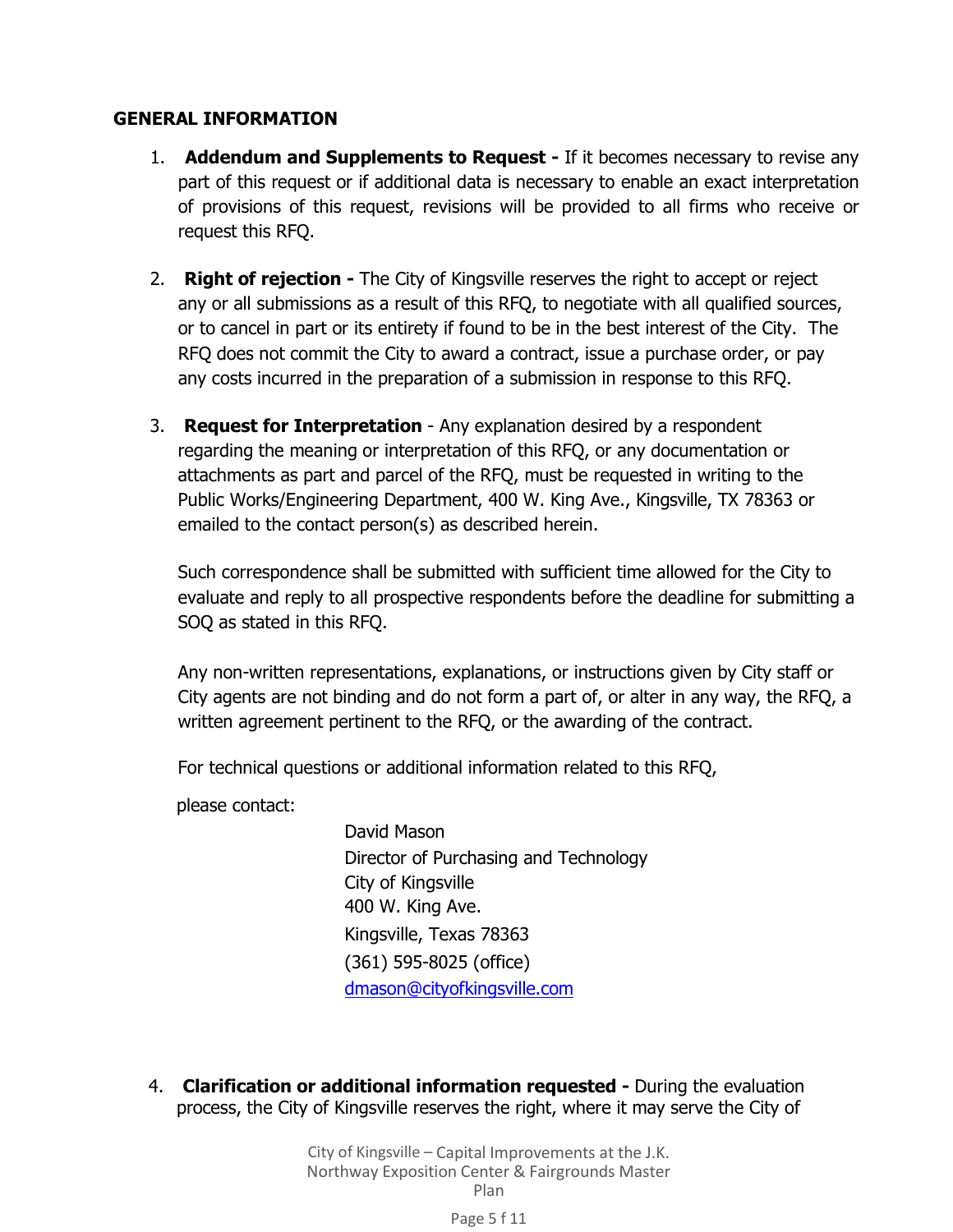**GENERAL INFORMATION**

1. **Addendum and Supplements to Request -** If it becomes necessary to revise any part of this request or if additional data is necessary to enable an exact interpretation of provisions of this request, revisions will be provided to all firms who receive or request this RFQ.

2. **Right of rejection -** The City of Kingsville reserves the right to accept or reject any or all submissions as a result of this RFQ, to negotiate with all qualified sources, or to cancel in part or its entirety if found to be in the best interest of the City. The RFQ does not commit the City to award a contract, issue a purchase order, or pay any costs incurred in the preparation of a submission in response to this RFQ.

3. **Request for Interpretation** - Any explanation desired by a respondent regarding the meaning or interpretation of this RFQ, or any documentation or attachments as part and parcel of the RFQ, must be requested in writing to the Public Works/Engineering Department, 400 W. King Ave., Kingsville, TX 78363 or emailed to the contact person(s) as described herein.

   Such correspondence shall be submitted with sufficient time allowed for the City to evaluate and reply to all prospective respondents before the deadline for submitting a SOQ as stated in this RFQ.

   Any non-written representations, explanations, or instructions given by City staff or City agents are not binding and do not form a part of, or alter in any way, the RFQ, a written agreement pertinent to the RFQ, or the awarding of the contract.

   For technical questions or additional information related to this RFQ,

   please contact:

   David Mason
   Director of Purchasing and Technology
   City of Kingsville
   400 W. King Ave.
   Kingsville, Texas 78363
   (361) 595-8025 (office)
   dmason@cityofkingsville.com

4. **Clarification or additional information requested -** During the evaluation process, the City of Kingsville reserves the right, where it may serve the City of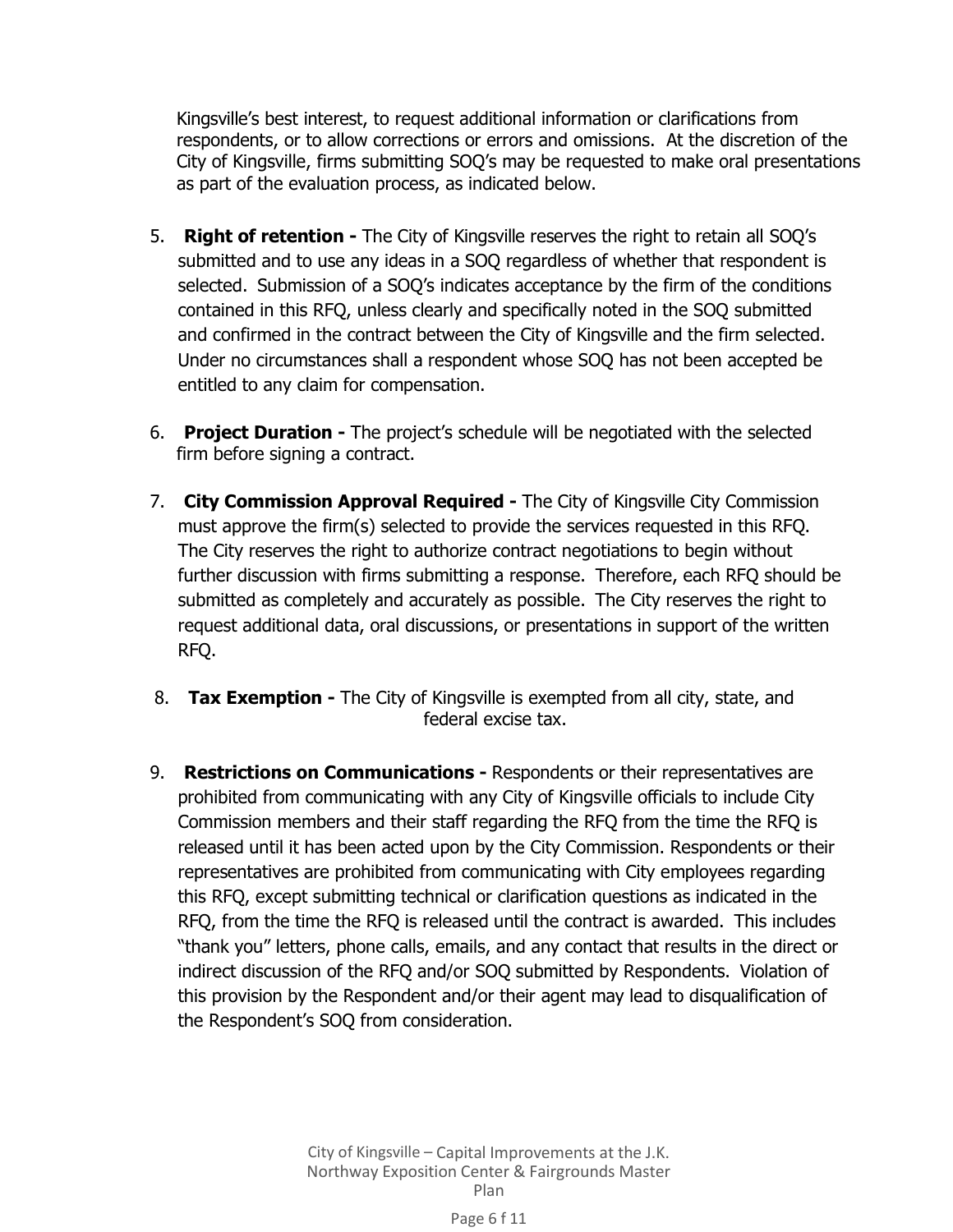Kingsville's best interest, to request additional information or clarifications from respondents, or to allow corrections or errors and omissions. At the discretion of the City of Kingsville, firms submitting SOQ's may be requested to make oral presentations as part of the evaluation process, as indicated below.

5. **Right of retention -** The City of Kingsville reserves the right to retain all SOQ's submitted and to use any ideas in a SOQ regardless of whether that respondent is selected. Submission of a SOQ's indicates acceptance by the firm of the conditions contained in this RFQ, unless clearly and specifically noted in the SOQ submitted and confirmed in the contract between the City of Kingsville and the firm selected. Under no circumstances shall a respondent whose SOQ has not been accepted be entitled to any claim for compensation.

6. **Project Duration -** The project's schedule will be negotiated with the selected firm before signing a contract.

7. **City Commission Approval Required -** The City of Kingsville City Commission must approve the firm(s) selected to provide the services requested in this RFQ. The City reserves the right to authorize contract negotiations to begin without further discussion with firms submitting a response. Therefore, each RFQ should be submitted as completely and accurately as possible. The City reserves the right to request additional data, oral discussions, or presentations in support of the written RFQ.

8. **Tax Exemption -** The City of Kingsville is exempted from all city, state, and federal excise tax.

9. **Restrictions on Communications -** Respondents or their representatives are prohibited from communicating with any City of Kingsville officials to include City Commission members and their staff regarding the RFQ from the time the RFQ is released until it has been acted upon by the City Commission. Respondents or their representatives are prohibited from communicating with City employees regarding this RFQ, except submitting technical or clarification questions as indicated in the RFQ, from the time the RFQ is released until the contract is awarded. This includes "thank you" letters, phone calls, emails, and any contact that results in the direct or indirect discussion of the RFQ and/or SOQ submitted by Respondents. Violation of this provision by the Respondent and/or their agent may lead to disqualification of the Respondent's SOQ from consideration.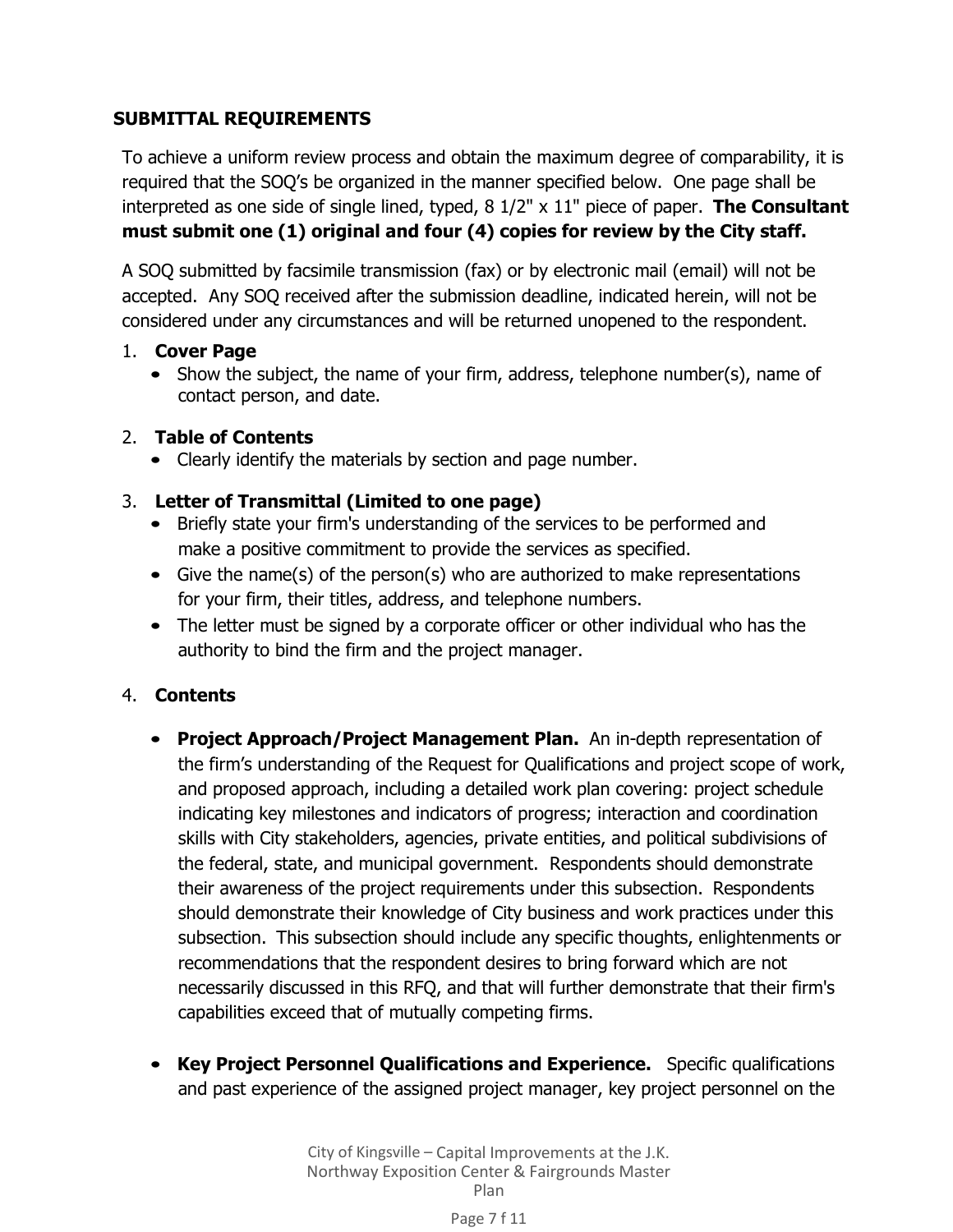## SUBMITTAL REQUIREMENTS

To achieve a uniform review process and obtain the maximum degree of comparability, it is required that the SOQ's be organized in the manner specified below. One page shall be interpreted as one side of single lined, typed, 8 1/2" x 11" piece of paper. **The Consultant must submit one (1) original and four (4) copies for review by the City staff.**

A SOQ submitted by facsimile transmission (fax) or by electronic mail (email) will not be accepted. Any SOQ received after the submission deadline, indicated herein, will not be considered under any circumstances and will be returned unopened to the respondent.

1. **Cover Page**
   - Show the subject, the name of your firm, address, telephone number(s), name of contact person, and date.

2. **Table of Contents**
   - Clearly identify the materials by section and page number.

3. **Letter of Transmittal (Limited to one page)**
   - Briefly state your firm's understanding of the services to be performed and make a positive commitment to provide the services as specified.
   - Give the name(s) of the person(s) who are authorized to make representations for your firm, their titles, address, and telephone numbers.
   - The letter must be signed by a corporate officer or other individual who has the authority to bind the firm and the project manager.

4. **Contents**

   - **Project Approach/Project Management Plan.** An in-depth representation of the firm's understanding of the Request for Qualifications and project scope of work, and proposed approach, including a detailed work plan covering: project schedule indicating key milestones and indicators of progress; interaction and coordination skills with City stakeholders, agencies, private entities, and political subdivisions of the federal, state, and municipal government. Respondents should demonstrate their awareness of the project requirements under this subsection. Respondents should demonstrate their knowledge of City business and work practices under this subsection. This subsection should include any specific thoughts, enlightenments or recommendations that the respondent desires to bring forward which are not necessarily discussed in this RFQ, and that will further demonstrate that their firm's capabilities exceed that of mutually competing firms.

   - **Key Project Personnel Qualifications and Experience.** Specific qualifications and past experience of the assigned project manager, key project personnel on the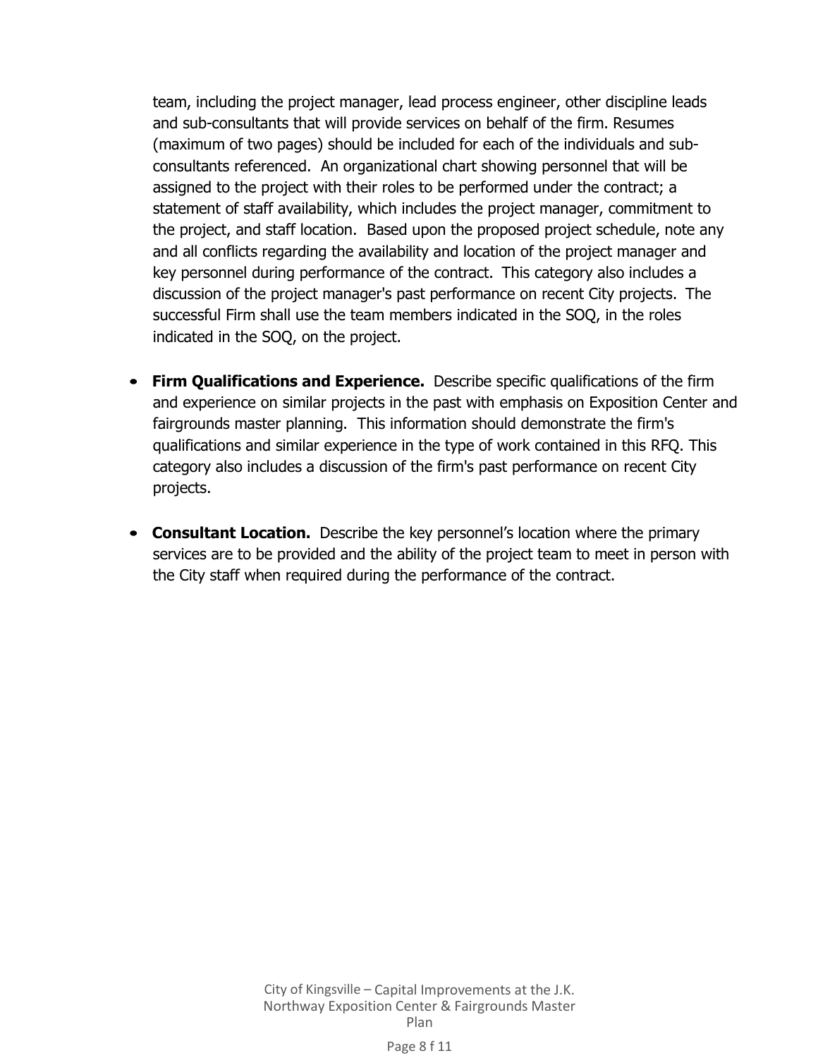team, including the project manager, lead process engineer, other discipline leads and sub-consultants that will provide services on behalf of the firm. Resumes (maximum of two pages) should be included for each of the individuals and sub-consultants referenced. An organizational chart showing personnel that will be assigned to the project with their roles to be performed under the contract; a statement of staff availability, which includes the project manager, commitment to the project, and staff location. Based upon the proposed project schedule, note any and all conflicts regarding the availability and location of the project manager and key personnel during performance of the contract. This category also includes a discussion of the project manager's past performance on recent City projects. The successful Firm shall use the team members indicated in the SOQ, in the roles indicated in the SOQ, on the project.

- **Firm Qualifications and Experience.** Describe specific qualifications of the firm and experience on similar projects in the past with emphasis on Exposition Center and fairgrounds master planning. This information should demonstrate the firm's qualifications and similar experience in the type of work contained in this RFQ. This category also includes a discussion of the firm's past performance on recent City projects.

- **Consultant Location.** Describe the key personnel's location where the primary services are to be provided and the ability of the project team to meet in person with the City staff when required during the performance of the contract.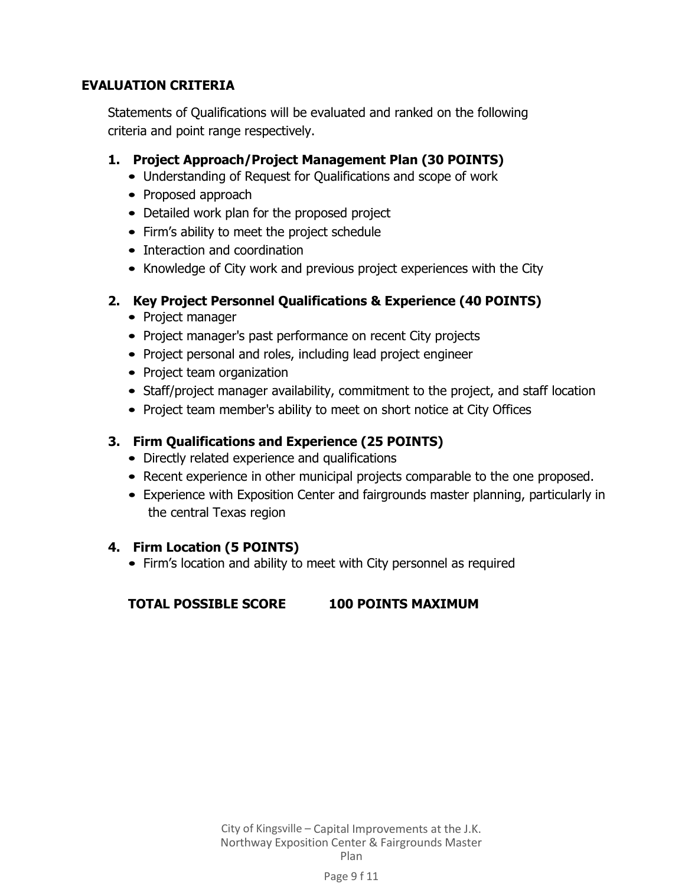## EVALUATION CRITERIA

Statements of Qualifications will be evaluated and ranked on the following criteria and point range respectively.

### 1. Project Approach/Project Management Plan (30 POINTS)

- Understanding of Request for Qualifications and scope of work
- Proposed approach
- Detailed work plan for the proposed project
- Firm's ability to meet the project schedule
- Interaction and coordination
- Knowledge of City work and previous project experiences with the City

### 2. Key Project Personnel Qualifications & Experience (40 POINTS)

- Project manager
- Project manager's past performance on recent City projects
- Project personal and roles, including lead project engineer
- Project team organization
- Staff/project manager availability, commitment to the project, and staff location
- Project team member's ability to meet on short notice at City Offices

### 3. Firm Qualifications and Experience (25 POINTS)

- Directly related experience and qualifications
- Recent experience in other municipal projects comparable to the one proposed.
- Experience with Exposition Center and fairgrounds master planning, particularly in the central Texas region

### 4. Firm Location (5 POINTS)

- Firm's location and ability to meet with City personnel as required

**TOTAL POSSIBLE SCORE 100 POINTS MAXIMUM**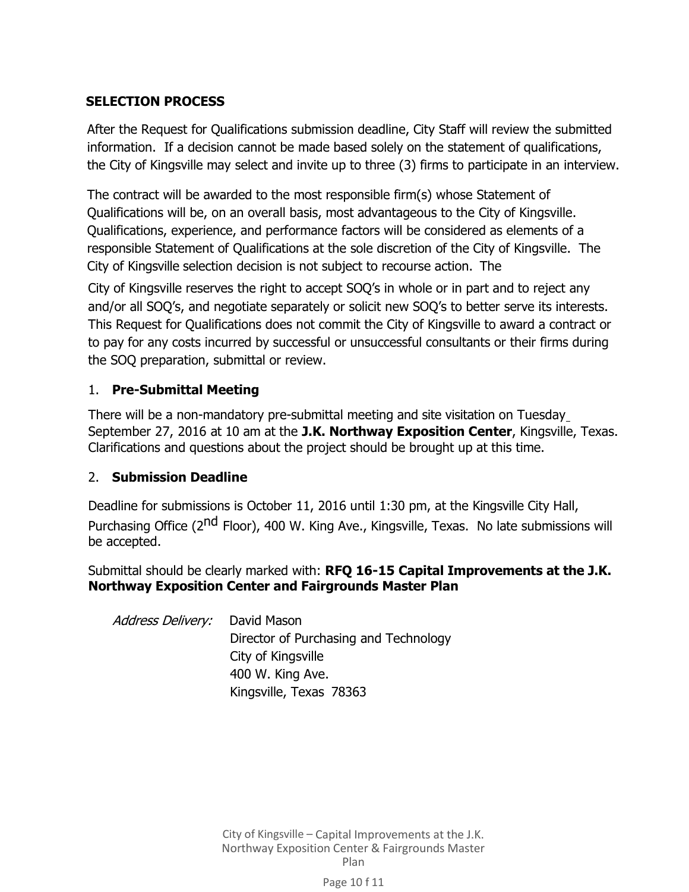## SELECTION PROCESS

After the Request for Qualifications submission deadline, City Staff will review the submitted information. If a decision cannot be made based solely on the statement of qualifications, the City of Kingsville may select and invite up to three (3) firms to participate in an interview.

The contract will be awarded to the most responsible firm(s) whose Statement of Qualifications will be, on an overall basis, most advantageous to the City of Kingsville. Qualifications, experience, and performance factors will be considered as elements of a responsible Statement of Qualifications at the sole discretion of the City of Kingsville. The City of Kingsville selection decision is not subject to recourse action. The

City of Kingsville reserves the right to accept SOQ's in whole or in part and to reject any and/or all SOQ's, and negotiate separately or solicit new SOQ's to better serve its interests. This Request for Qualifications does not commit the City of Kingsville to award a contract or to pay for any costs incurred by successful or unsuccessful consultants or their firms during the SOQ preparation, submittal or review.

1. **Pre-Submittal Meeting**

There will be a non-mandatory pre-submittal meeting and site visitation on Tuesday September 27, 2016 at 10 am at the **J.K. Northway Exposition Center**, Kingsville, Texas. Clarifications and questions about the project should be brought up at this time.

2. **Submission Deadline**

Deadline for submissions is October 11, 2016 until 1:30 pm, at the Kingsville City Hall, Purchasing Office (2nd Floor), 400 W. King Ave., Kingsville, Texas. No late submissions will be accepted.

Submittal should be clearly marked with: **RFQ 16-15 Capital Improvements at the J.K. Northway Exposition Center and Fairgrounds Master Plan**

*Address Delivery:* David Mason
Director of Purchasing and Technology
City of Kingsville
400 W. King Ave.
Kingsville, Texas 78363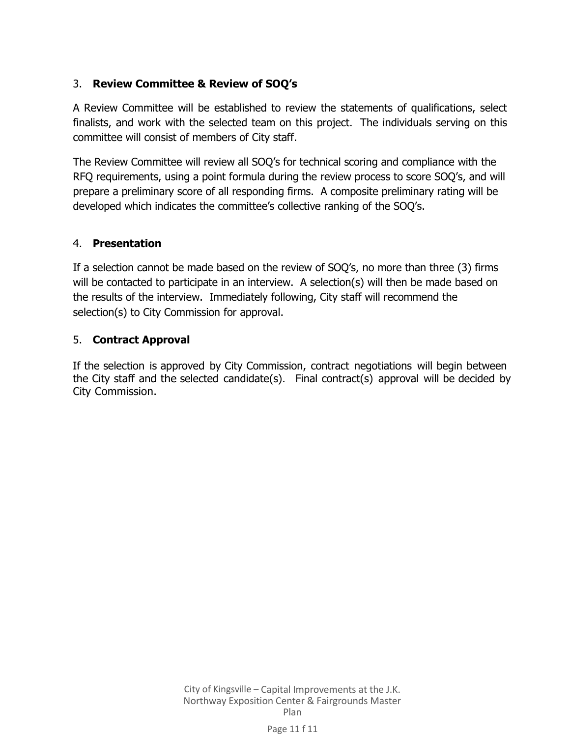3. **Review Committee & Review of SOQ's**

A Review Committee will be established to review the statements of qualifications, select finalists, and work with the selected team on this project. The individuals serving on this committee will consist of members of City staff.

The Review Committee will review all SOQ's for technical scoring and compliance with the RFQ requirements, using a point formula during the review process to score SOQ's, and will prepare a preliminary score of all responding firms. A composite preliminary rating will be developed which indicates the committee's collective ranking of the SOQ's.

4. **Presentation**

If a selection cannot be made based on the review of SOQ's, no more than three (3) firms will be contacted to participate in an interview. A selection(s) will then be made based on the results of the interview. Immediately following, City staff will recommend the selection(s) to City Commission for approval.

5. **Contract Approval**

If the selection is approved by City Commission, contract negotiations will begin between the City staff and the selected candidate(s). Final contract(s) approval will be decided by City Commission.